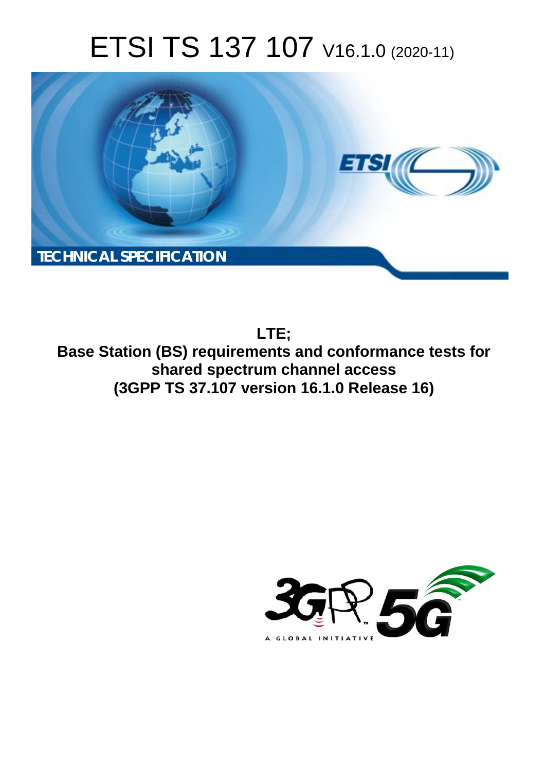# ETSI TS 137 107 V16.1.0 (2020-11)

TECHNICAL SPECIFICATION

**LTE;**
**Base Station (BS) requirements and conformance tests for shared spectrum channel access**
**(3GPP TS 37.107 version 16.1.0 Release 16)**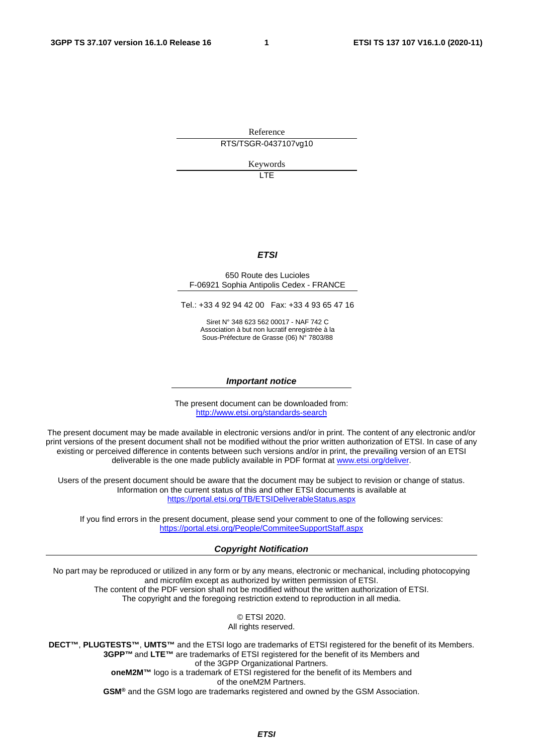Reference

RTS/TSGR-0437107vg10

Keywords

LTE

***ETSI***

650 Route des Lucioles
F-06921 Sophia Antipolis Cedex - FRANCE

Tel.: +33 4 92 94 42 00   Fax: +33 4 93 65 47 16

Siret N° 348 623 562 00017 - NAF 742 C
Association à but non lucratif enregistrée à la
Sous-Préfecture de Grasse (06) N° 7803/88

***Important notice***

The present document can be downloaded from:
http://www.etsi.org/standards-search

The present document may be made available in electronic versions and/or in print. The content of any electronic and/or print versions of the present document shall not be modified without the prior written authorization of ETSI. In case of any existing or perceived difference in contents between such versions and/or in print, the prevailing version of an ETSI deliverable is the one made publicly available in PDF format at www.etsi.org/deliver.

Users of the present document should be aware that the document may be subject to revision or change of status. Information on the current status of this and other ETSI documents is available at https://portal.etsi.org/TB/ETSIDeliverableStatus.aspx

If you find errors in the present document, please send your comment to one of the following services:
https://portal.etsi.org/People/CommiteeSupportStaff.aspx

***Copyright Notification***

No part may be reproduced or utilized in any form or by any means, electronic or mechanical, including photocopying and microfilm except as authorized by written permission of ETSI.
The content of the PDF version shall not be modified without the written authorization of ETSI.
The copyright and the foregoing restriction extend to reproduction in all media.

© ETSI 2020.
All rights reserved.

**DECT™**, **PLUGTESTS™**, **UMTS™** and the ETSI logo are trademarks of ETSI registered for the benefit of its Members.
**3GPP™** and **LTE™** are trademarks of ETSI registered for the benefit of its Members and of the 3GPP Organizational Partners.
**oneM2M™** logo is a trademark of ETSI registered for the benefit of its Members and of the oneM2M Partners.
**GSM®** and the GSM logo are trademarks registered and owned by the GSM Association.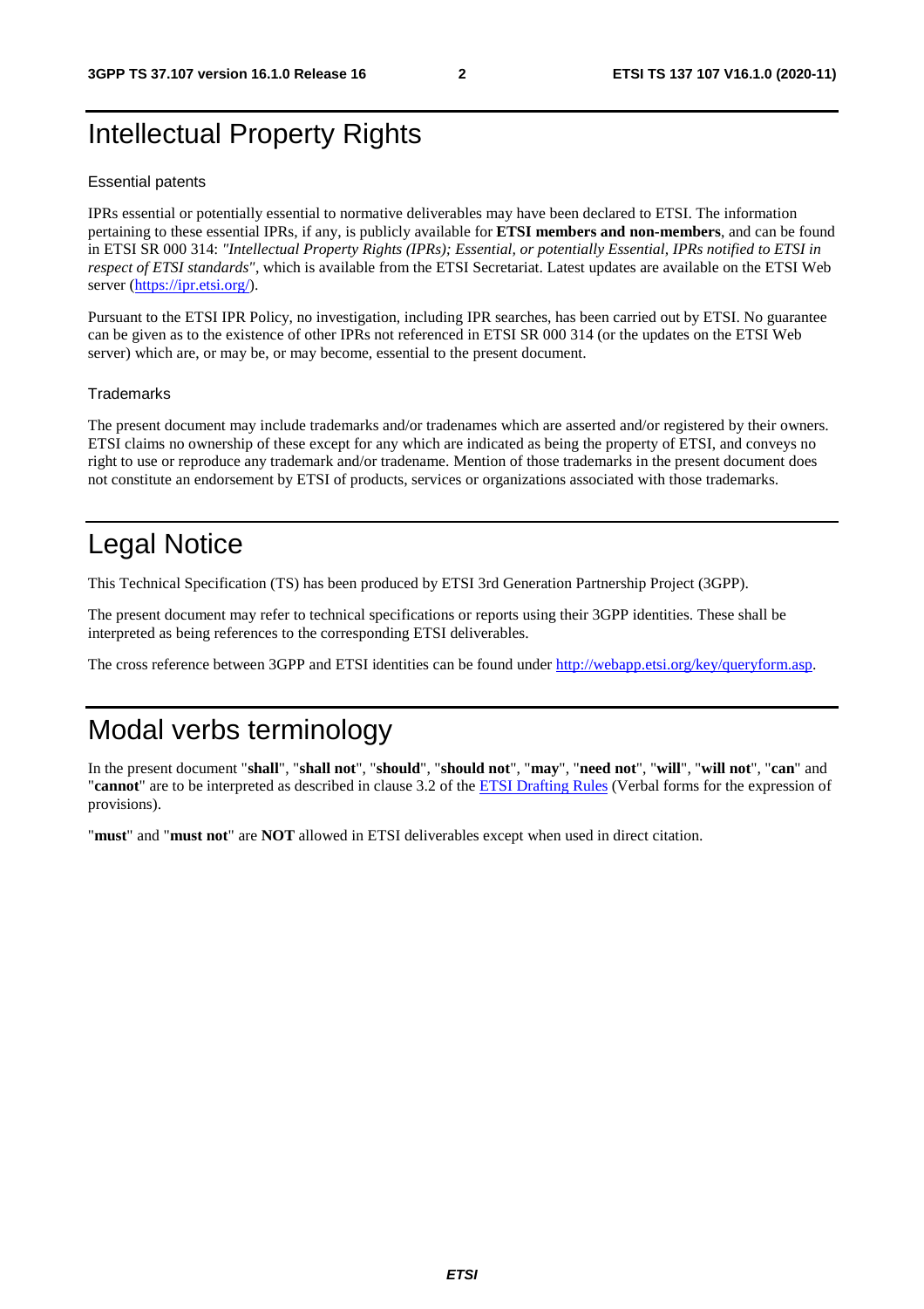# Intellectual Property Rights

### Essential patents

IPRs essential or potentially essential to normative deliverables may have been declared to ETSI. The information pertaining to these essential IPRs, if any, is publicly available for **ETSI members and non-members**, and can be found in ETSI SR 000 314: *"Intellectual Property Rights (IPRs); Essential, or potentially Essential, IPRs notified to ETSI in respect of ETSI standards"*, which is available from the ETSI Secretariat. Latest updates are available on the ETSI Web server (https://ipr.etsi.org/).

Pursuant to the ETSI IPR Policy, no investigation, including IPR searches, has been carried out by ETSI. No guarantee can be given as to the existence of other IPRs not referenced in ETSI SR 000 314 (or the updates on the ETSI Web server) which are, or may be, or may become, essential to the present document.

### Trademarks

The present document may include trademarks and/or tradenames which are asserted and/or registered by their owners. ETSI claims no ownership of these except for any which are indicated as being the property of ETSI, and conveys no right to use or reproduce any trademark and/or tradename. Mention of those trademarks in the present document does not constitute an endorsement by ETSI of products, services or organizations associated with those trademarks.

# Legal Notice

This Technical Specification (TS) has been produced by ETSI 3rd Generation Partnership Project (3GPP).

The present document may refer to technical specifications or reports using their 3GPP identities. These shall be interpreted as being references to the corresponding ETSI deliverables.

The cross reference between 3GPP and ETSI identities can be found under http://webapp.etsi.org/key/queryform.asp.

# Modal verbs terminology

In the present document "**shall**", "**shall not**", "**should**", "**should not**", "**may**", "**need not**", "**will**", "**will not**", "**can**" and "**cannot**" are to be interpreted as described in clause 3.2 of the ETSI Drafting Rules (Verbal forms for the expression of provisions).

"**must**" and "**must not**" are **NOT** allowed in ETSI deliverables except when used in direct citation.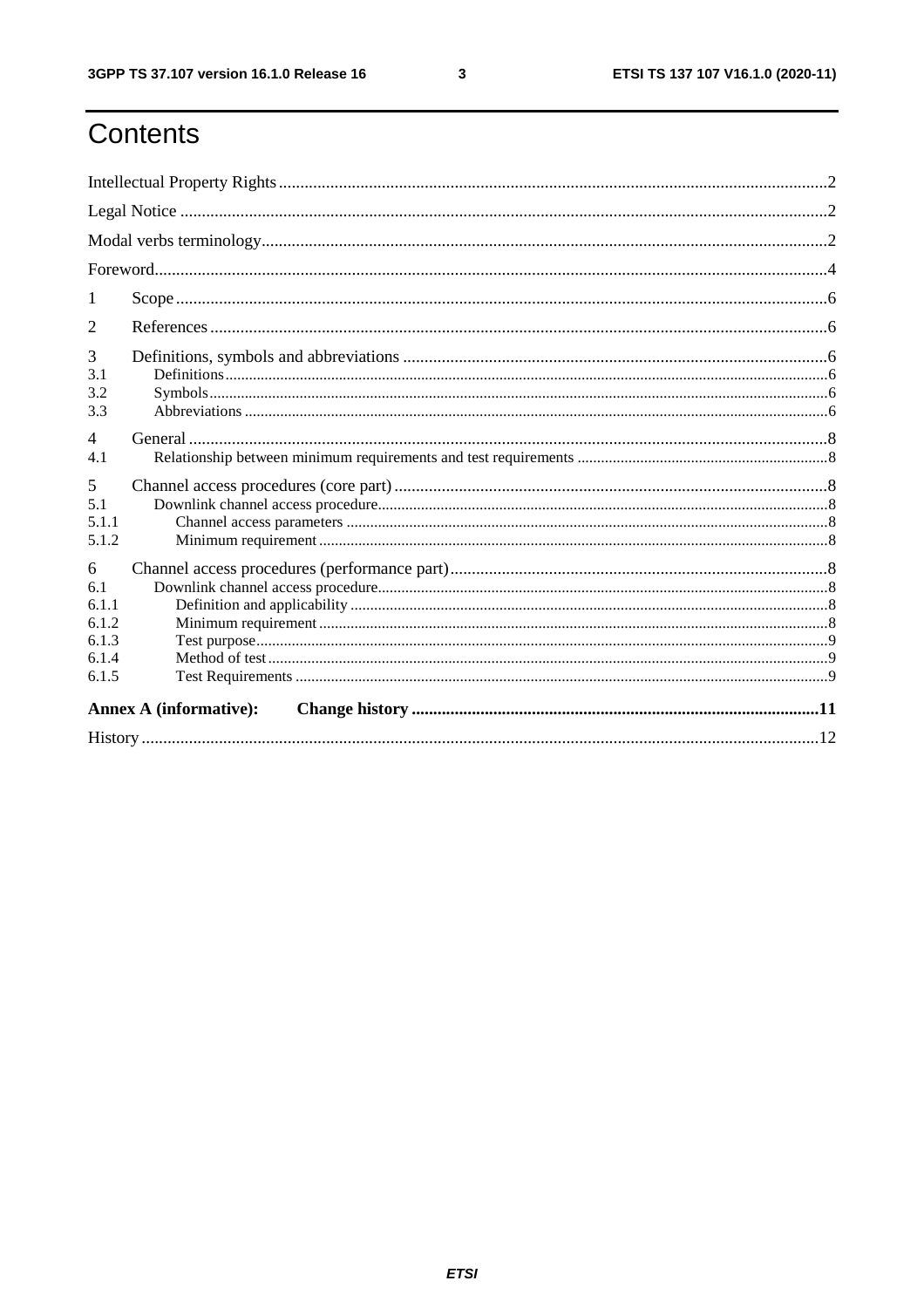# Contents

Intellectual Property Rights ........................................................................................................................ 2

Legal Notice ................................................................................................................................................ 2

Modal verbs terminology ............................................................................................................................. 2

Foreword ..................................................................................................................................................... 4

1 Scope ........................................................................................................................................................ 6

2 References ................................................................................................................................................ 6

3 Definitions, symbols and abbreviations ..................................................................................................... 6

3.1 Definitions ............................................................................................................................................. 6

3.2 Symbols ................................................................................................................................................. 6

3.3 Abbreviations ......................................................................................................................................... 6

4 General ..................................................................................................................................................... 8

4.1 Relationship between minimum requirements and test requirements ....................................................... 8

5 Channel access procedures (core part) ...................................................................................................... 8

5.1 Downlink channel access procedure ........................................................................................................ 8

5.1.1 Channel access parameters ................................................................................................................... 8

5.1.2 Minimum requirement ......................................................................................................................... 8

6 Channel access procedures (performance part) .......................................................................................... 8

6.1 Downlink channel access procedure ........................................................................................................ 8

6.1.1 Definition and applicability .................................................................................................................. 8

6.1.2 Minimum requirement ......................................................................................................................... 8

6.1.3 Test purpose ........................................................................................................................................ 9

6.1.4 Method of test ..................................................................................................................................... 9

6.1.5 Test Requirements ............................................................................................................................... 9

**Annex A (informative): Change history** ............................................................................................. **11**

History ...................................................................................................................................................... 12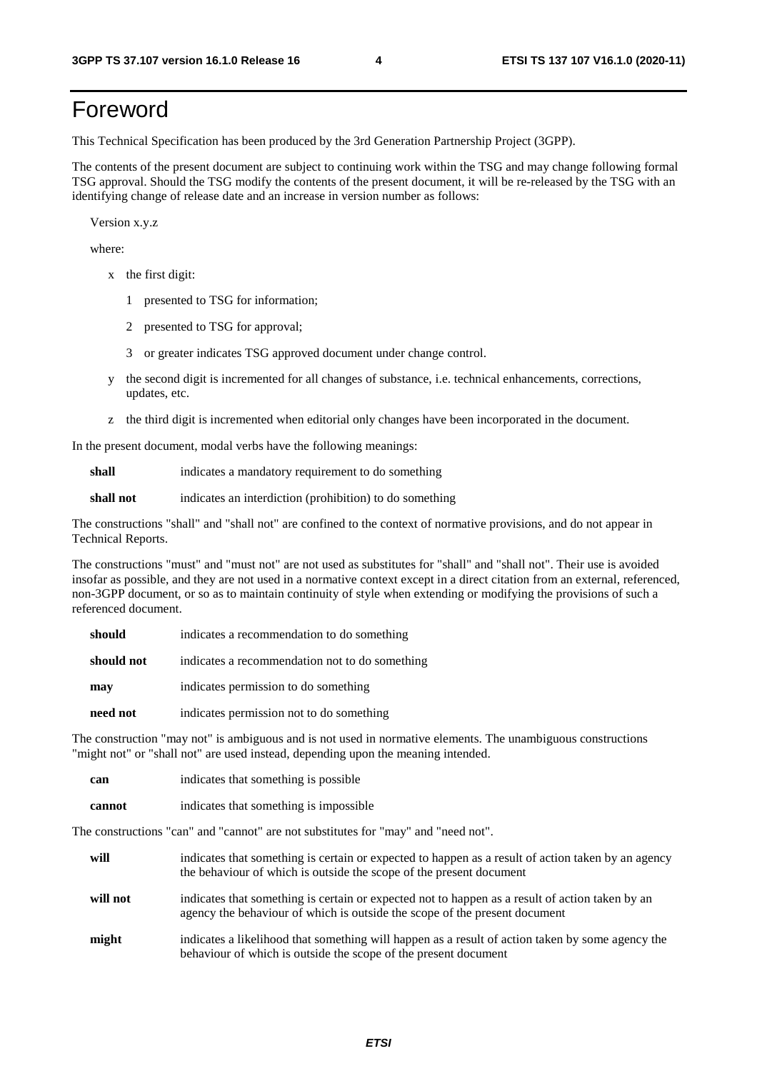# Foreword

This Technical Specification has been produced by the 3rd Generation Partnership Project (3GPP).

The contents of the present document are subject to continuing work within the TSG and may change following formal TSG approval. Should the TSG modify the contents of the present document, it will be re-released by the TSG with an identifying change of release date and an increase in version number as follows:

Version x.y.z

where:

- x the first digit:
  - 1 presented to TSG for information;
  - 2 presented to TSG for approval;
  - 3 or greater indicates TSG approved document under change control.
- y the second digit is incremented for all changes of substance, i.e. technical enhancements, corrections, updates, etc.
- z the third digit is incremented when editorial only changes have been incorporated in the document.

In the present document, modal verbs have the following meanings:

**shall** indicates a mandatory requirement to do something

**shall not** indicates an interdiction (prohibition) to do something

The constructions "shall" and "shall not" are confined to the context of normative provisions, and do not appear in Technical Reports.

The constructions "must" and "must not" are not used as substitutes for "shall" and "shall not". Their use is avoided insofar as possible, and they are not used in a normative context except in a direct citation from an external, referenced, non-3GPP document, or so as to maintain continuity of style when extending or modifying the provisions of such a referenced document.

**should** indicates a recommendation to do something

**should not** indicates a recommendation not to do something

**may** indicates permission to do something

**need not** indicates permission not to do something

The construction "may not" is ambiguous and is not used in normative elements. The unambiguous constructions "might not" or "shall not" are used instead, depending upon the meaning intended.

**can** indicates that something is possible

**cannot** indicates that something is impossible

The constructions "can" and "cannot" are not substitutes for "may" and "need not".

**will** indicates that something is certain or expected to happen as a result of action taken by an agency the behaviour of which is outside the scope of the present document

**will not** indicates that something is certain or expected not to happen as a result of action taken by an agency the behaviour of which is outside the scope of the present document

**might** indicates a likelihood that something will happen as a result of action taken by some agency the behaviour of which is outside the scope of the present document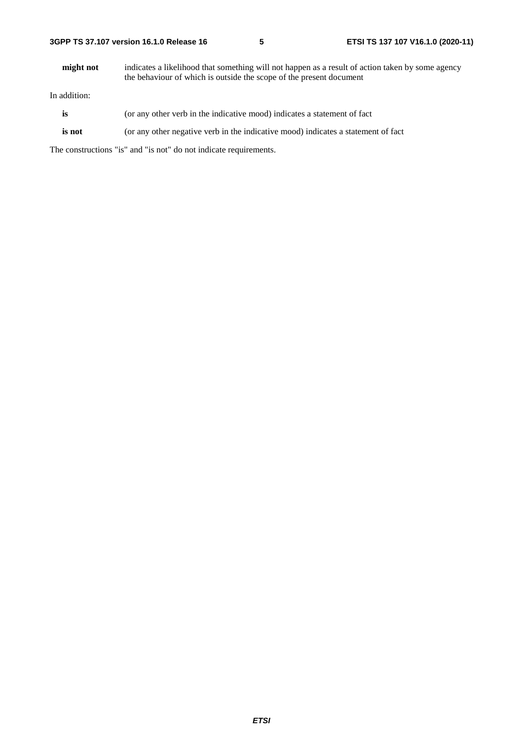**might not** indicates a likelihood that something will not happen as a result of action taken by some agency the behaviour of which is outside the scope of the present document

In addition:

**is** (or any other verb in the indicative mood) indicates a statement of fact

**is not** (or any other negative verb in the indicative mood) indicates a statement of fact

The constructions "is" and "is not" do not indicate requirements.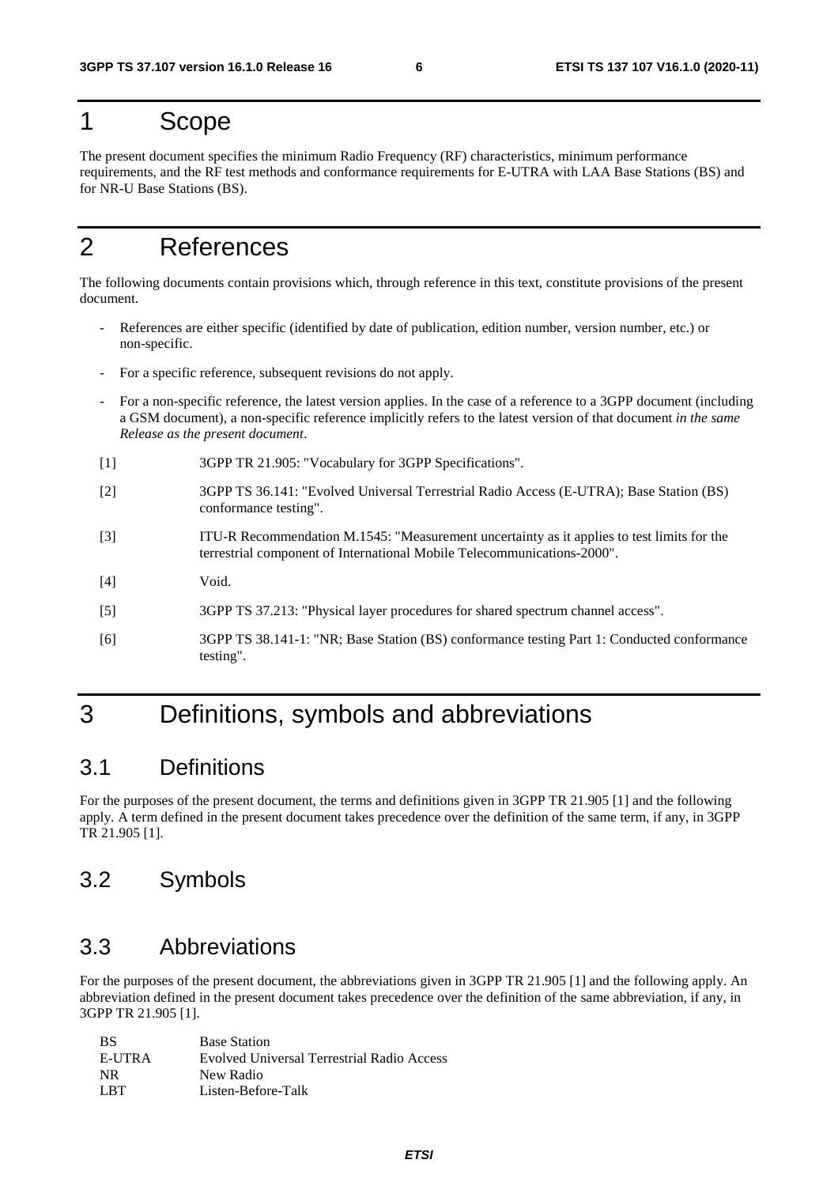# 1 Scope

The present document specifies the minimum Radio Frequency (RF) characteristics, minimum performance requirements, and the RF test methods and conformance requirements for E-UTRA with LAA Base Stations (BS) and for NR-U Base Stations (BS).

# 2 References

The following documents contain provisions which, through reference in this text, constitute provisions of the present document.

- References are either specific (identified by date of publication, edition number, version number, etc.) or non-specific.
- For a specific reference, subsequent revisions do not apply.
- For a non-specific reference, the latest version applies. In the case of a reference to a 3GPP document (including a GSM document), a non-specific reference implicitly refers to the latest version of that document *in the same Release as the present document*.

[1] 3GPP TR 21.905: "Vocabulary for 3GPP Specifications".

[2] 3GPP TS 36.141: "Evolved Universal Terrestrial Radio Access (E-UTRA); Base Station (BS) conformance testing".

[3] ITU-R Recommendation M.1545: "Measurement uncertainty as it applies to test limits for the terrestrial component of International Mobile Telecommunications-2000".

[4] Void.

[5] 3GPP TS 37.213: "Physical layer procedures for shared spectrum channel access".

[6] 3GPP TS 38.141-1: "NR; Base Station (BS) conformance testing Part 1: Conducted conformance testing".

# 3 Definitions, symbols and abbreviations

## 3.1 Definitions

For the purposes of the present document, the terms and definitions given in 3GPP TR 21.905 [1] and the following apply. A term defined in the present document takes precedence over the definition of the same term, if any, in 3GPP TR 21.905 [1].

## 3.2 Symbols

## 3.3 Abbreviations

For the purposes of the present document, the abbreviations given in 3GPP TR 21.905 [1] and the following apply. An abbreviation defined in the present document takes precedence over the definition of the same abbreviation, if any, in 3GPP TR 21.905 [1].

| | |
|---|---|
| BS | Base Station |
| E-UTRA | Evolved Universal Terrestrial Radio Access |
| NR | New Radio |
| LBT | Listen-Before-Talk |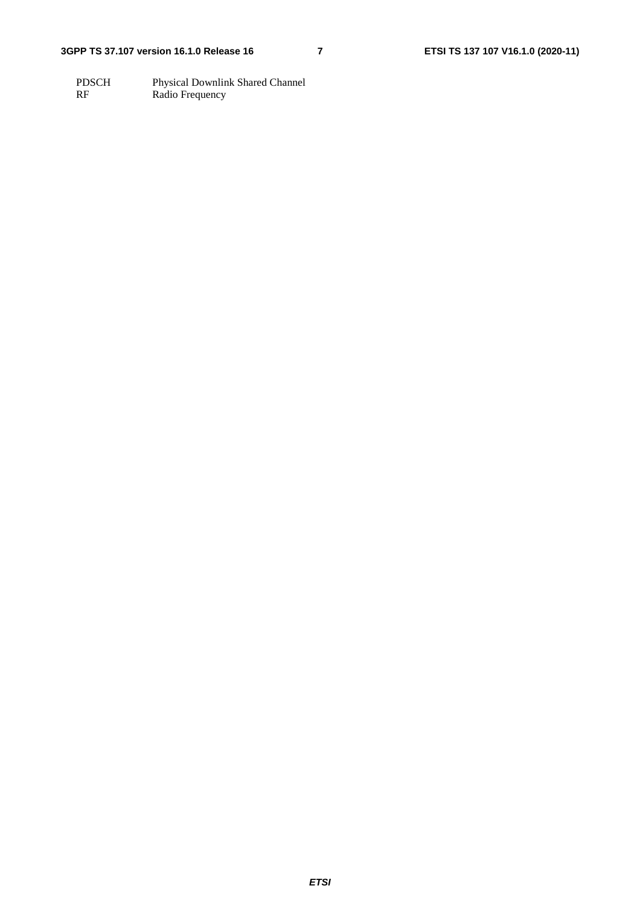PDSCH	Physical Downlink Shared Channel
RF	Radio Frequency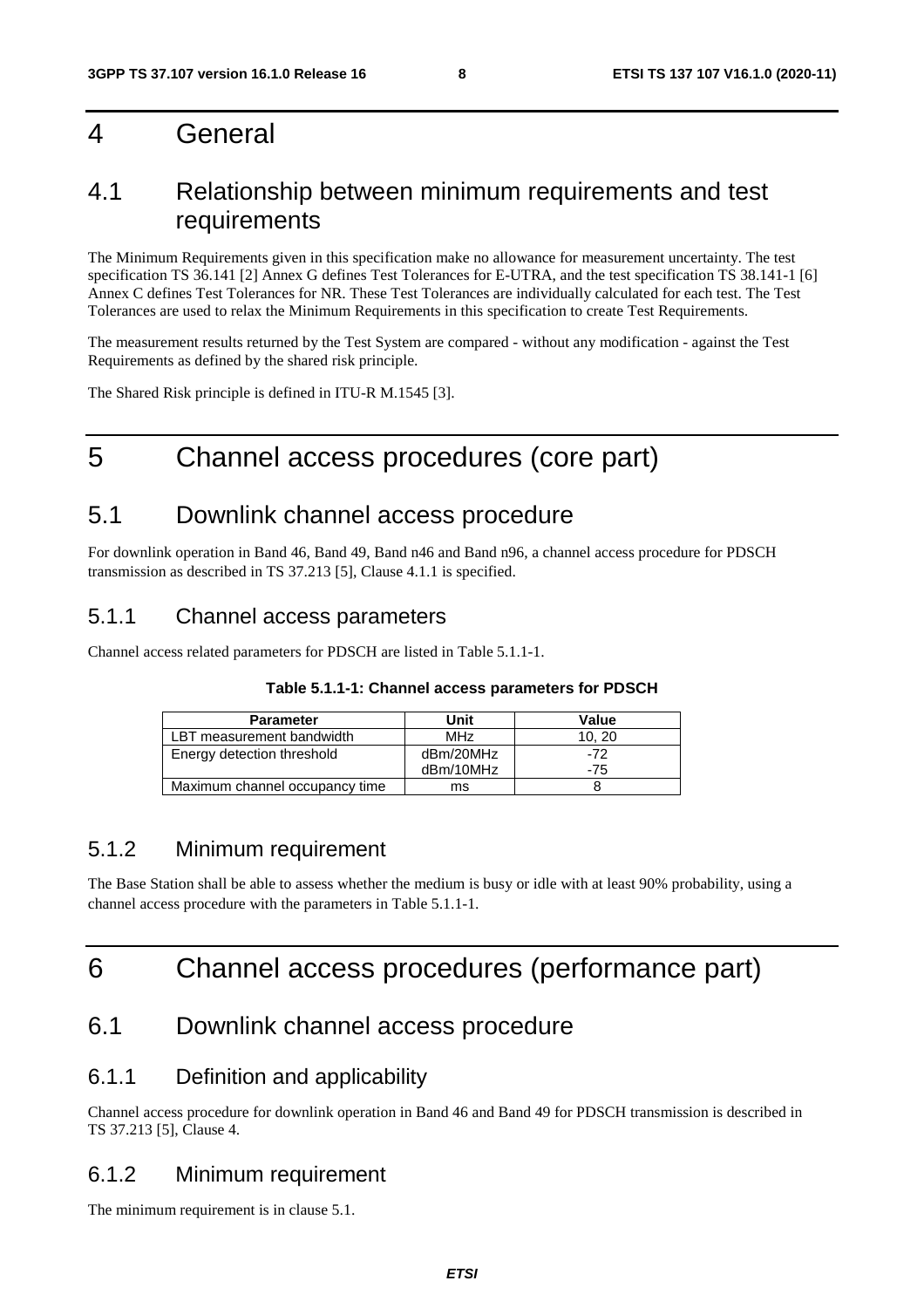# 4 General

## 4.1 Relationship between minimum requirements and test requirements

The Minimum Requirements given in this specification make no allowance for measurement uncertainty. The test specification TS 36.141 [2] Annex G defines Test Tolerances for E-UTRA, and the test specification TS 38.141-1 [6] Annex C defines Test Tolerances for NR. These Test Tolerances are individually calculated for each test. The Test Tolerances are used to relax the Minimum Requirements in this specification to create Test Requirements.

The measurement results returned by the Test System are compared - without any modification - against the Test Requirements as defined by the shared risk principle.

The Shared Risk principle is defined in ITU-R M.1545 [3].

# 5 Channel access procedures (core part)

## 5.1 Downlink channel access procedure

For downlink operation in Band 46, Band 49, Band n46 and Band n96, a channel access procedure for PDSCH transmission as described in TS 37.213 [5], Clause 4.1.1 is specified.

### 5.1.1 Channel access parameters

Channel access related parameters for PDSCH are listed in Table 5.1.1-1.

**Table 5.1.1-1: Channel access parameters for PDSCH**

| Parameter | Unit | Value |
|---|---|---|
| LBT measurement bandwidth | MHz | 10, 20 |
| Energy detection threshold | dBm/20MHz<br>dBm/10MHz | -72<br>-75 |
| Maximum channel occupancy time | ms | 8 |

### 5.1.2 Minimum requirement

The Base Station shall be able to assess whether the medium is busy or idle with at least 90% probability, using a channel access procedure with the parameters in Table 5.1.1-1.

# 6 Channel access procedures (performance part)

## 6.1 Downlink channel access procedure

### 6.1.1 Definition and applicability

Channel access procedure for downlink operation in Band 46 and Band 49 for PDSCH transmission is described in TS 37.213 [5], Clause 4.

### 6.1.2 Minimum requirement

The minimum requirement is in clause 5.1.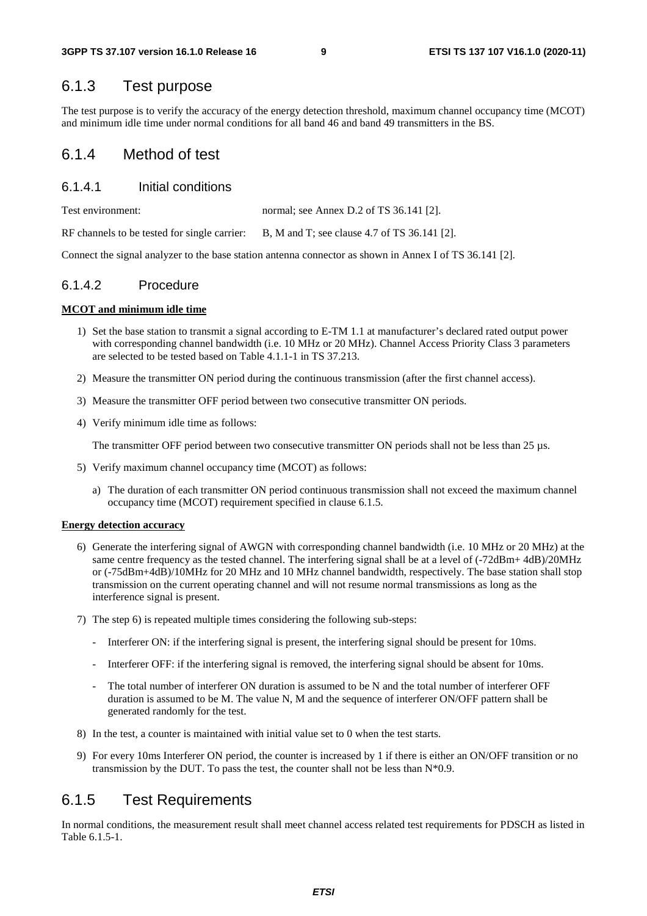## 6.1.3 Test purpose

The test purpose is to verify the accuracy of the energy detection threshold, maximum channel occupancy time (MCOT) and minimum idle time under normal conditions for all band 46 and band 49 transmitters in the BS.

## 6.1.4 Method of test

### 6.1.4.1 Initial conditions

Test environment: normal; see Annex D.2 of TS 36.141 [2].

RF channels to be tested for single carrier: B, M and T; see clause 4.7 of TS 36.141 [2].

Connect the signal analyzer to the base station antenna connector as shown in Annex I of TS 36.141 [2].

### 6.1.4.2 Procedure

**MCOT and minimum idle time**

1) Set the base station to transmit a signal according to E-TM 1.1 at manufacturer's declared rated output power with corresponding channel bandwidth (i.e. 10 MHz or 20 MHz). Channel Access Priority Class 3 parameters are selected to be tested based on Table 4.1.1-1 in TS 37.213.
2) Measure the transmitter ON period during the continuous transmission (after the first channel access).
3) Measure the transmitter OFF period between two consecutive transmitter ON periods.
4) Verify minimum idle time as follows:

   The transmitter OFF period between two consecutive transmitter ON periods shall not be less than 25 µs.

5) Verify maximum channel occupancy time (MCOT) as follows:
   a) The duration of each transmitter ON period continuous transmission shall not exceed the maximum channel occupancy time (MCOT) requirement specified in clause 6.1.5.

**Energy detection accuracy**

6) Generate the interfering signal of AWGN with corresponding channel bandwidth (i.e. 10 MHz or 20 MHz) at the same centre frequency as the tested channel. The interfering signal shall be at a level of (-72dBm+ 4dB)/20MHz or (-75dBm+4dB)/10MHz for 20 MHz and 10 MHz channel bandwidth, respectively. The base station shall stop transmission on the current operating channel and will not resume normal transmissions as long as the interference signal is present.
7) The step 6) is repeated multiple times considering the following sub-steps:
   - Interferer ON: if the interfering signal is present, the interfering signal should be present for 10ms.
   - Interferer OFF: if the interfering signal is removed, the interfering signal should be absent for 10ms.
   - The total number of interferer ON duration is assumed to be N and the total number of interferer OFF duration is assumed to be M. The value N, M and the sequence of interferer ON/OFF pattern shall be generated randomly for the test.
8) In the test, a counter is maintained with initial value set to 0 when the test starts.
9) For every 10ms Interferer ON period, the counter is increased by 1 if there is either an ON/OFF transition or no transmission by the DUT. To pass the test, the counter shall not be less than N*0.9.

## 6.1.5 Test Requirements

In normal conditions, the measurement result shall meet channel access related test requirements for PDSCH as listed in Table 6.1.5-1.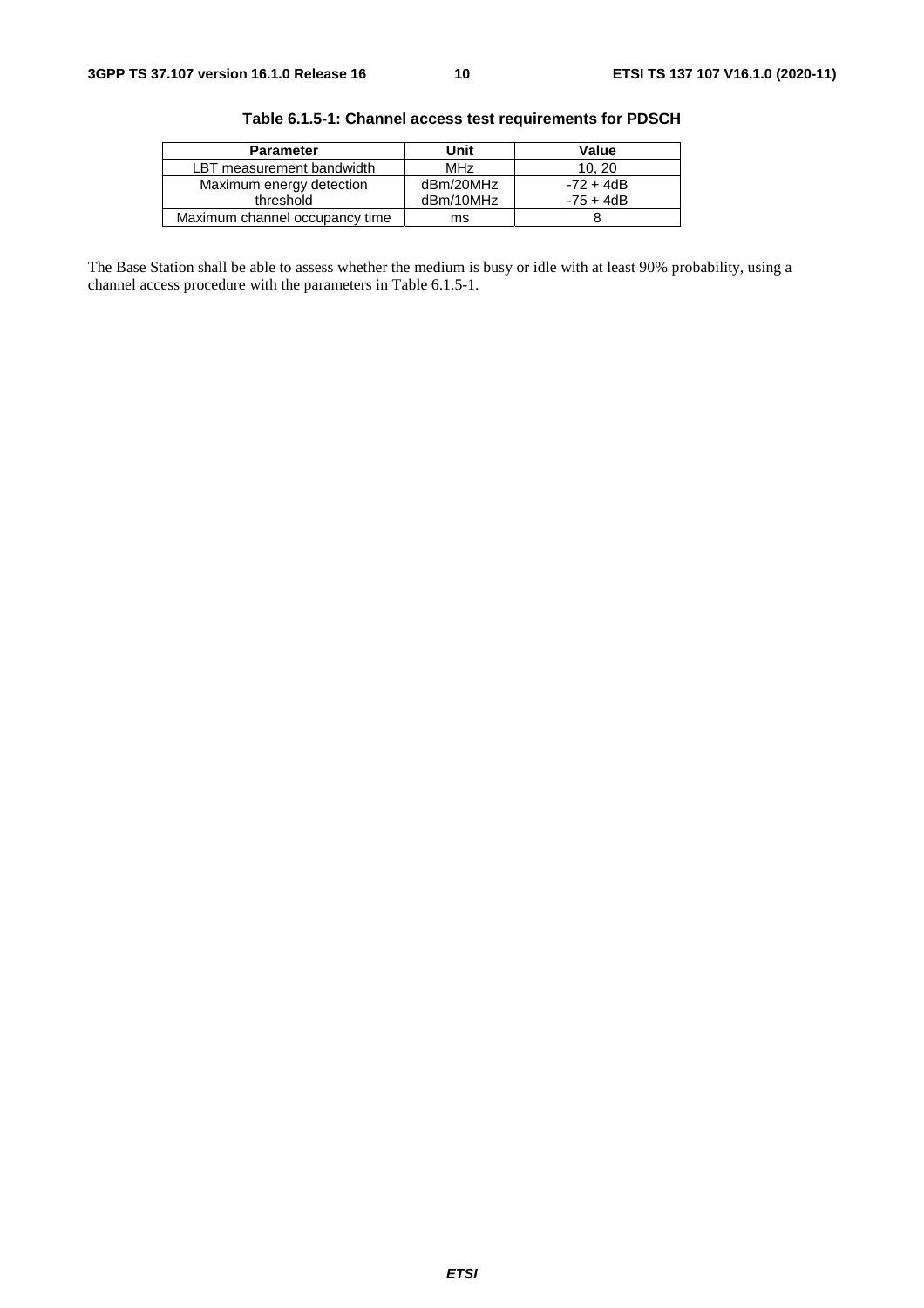**Table 6.1.5-1: Channel access test requirements for PDSCH**

| Parameter | Unit | Value |
|---|---|---|
| LBT measurement bandwidth | MHz | 10, 20 |
| Maximum energy detection threshold | dBm/20MHz<br>dBm/10MHz | -72 + 4dB<br>-75 + 4dB |
| Maximum channel occupancy time | ms | 8 |

The Base Station shall be able to assess whether the medium is busy or idle with at least 90% probability, using a channel access procedure with the parameters in Table 6.1.5-1.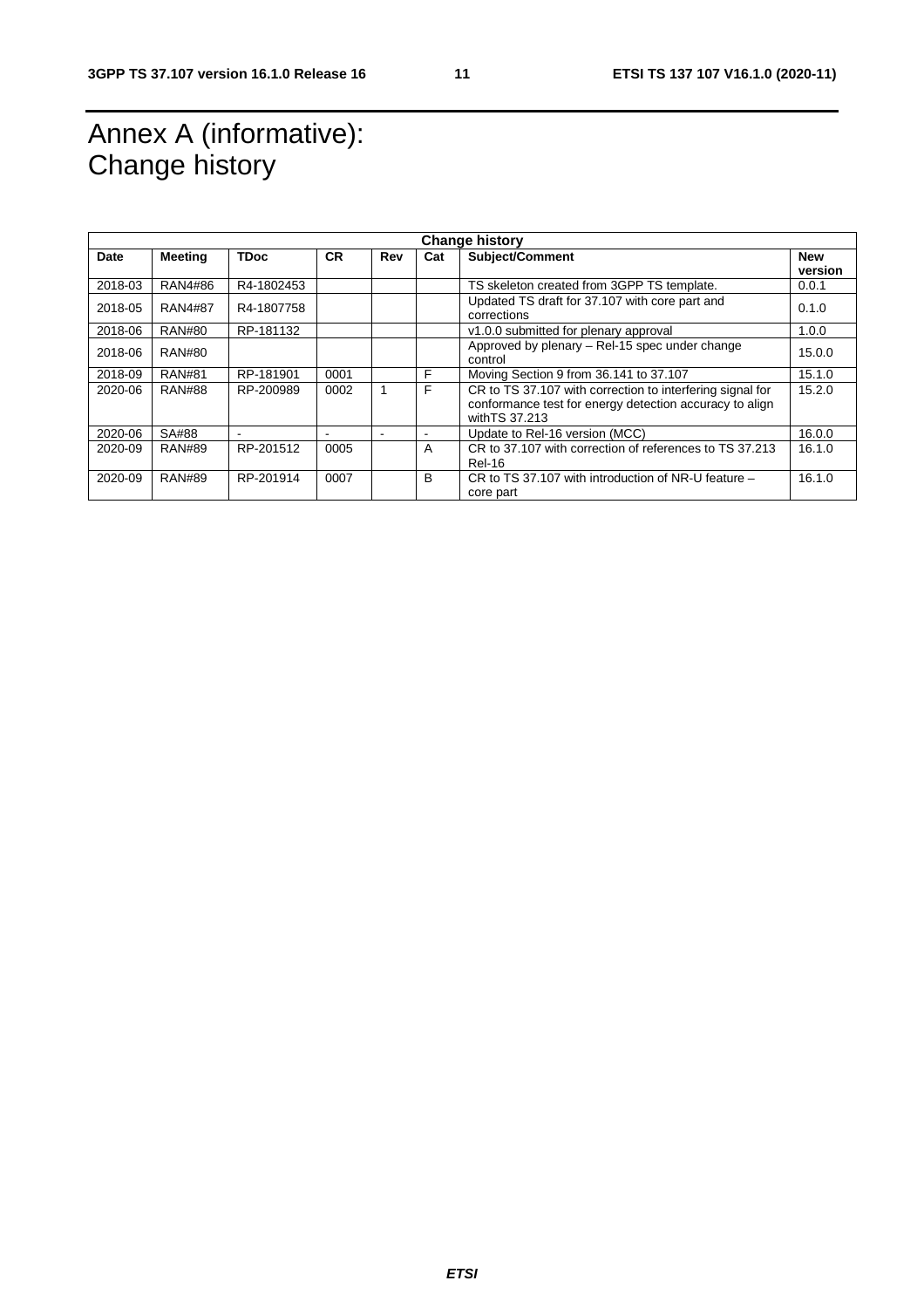# Annex A (informative): Change history

| Change history | | | | | | | |
|---|---|---|---|---|---|---|---|
| **Date** | **Meeting** | **TDoc** | **CR** | **Rev** | **Cat** | **Subject/Comment** | **New version** |
| 2018-03 | RAN4#86 | R4-1802453 | | | | TS skeleton created from 3GPP TS template. | 0.0.1 |
| 2018-05 | RAN4#87 | R4-1807758 | | | | Updated TS draft for 37.107 with core part and corrections | 0.1.0 |
| 2018-06 | RAN#80 | RP-181132 | | | | v1.0.0 submitted for plenary approval | 1.0.0 |
| 2018-06 | RAN#80 | | | | | Approved by plenary – Rel-15 spec under change control | 15.0.0 |
| 2018-09 | RAN#81 | RP-181901 | 0001 | | F | Moving Section 9 from 36.141 to 37.107 | 15.1.0 |
| 2020-06 | RAN#88 | RP-200989 | 0002 | 1 | F | CR to TS 37.107 with correction to interfering signal for conformance test for energy detection accuracy to align withTS 37.213 | 15.2.0 |
| 2020-06 | SA#88 | - | - | - | - | Update to Rel-16 version (MCC) | 16.0.0 |
| 2020-09 | RAN#89 | RP-201512 | 0005 | | A | CR to 37.107 with correction of references to TS 37.213 Rel-16 | 16.1.0 |
| 2020-09 | RAN#89 | RP-201914 | 0007 | | B | CR to TS 37.107 with introduction of NR-U feature – core part | 16.1.0 |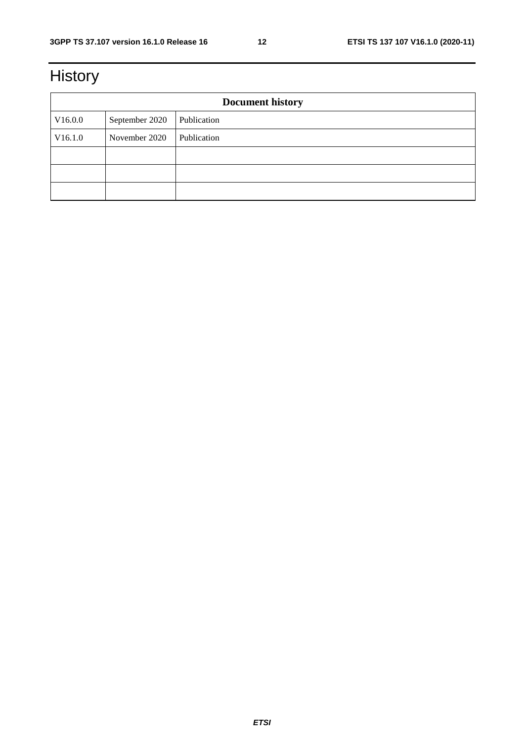# History

| Document history | | |
|---|---|---|
| V16.0.0 | September 2020 | Publication |
| V16.1.0 | November 2020 | Publication |
| | | |
| | | |
| | | |